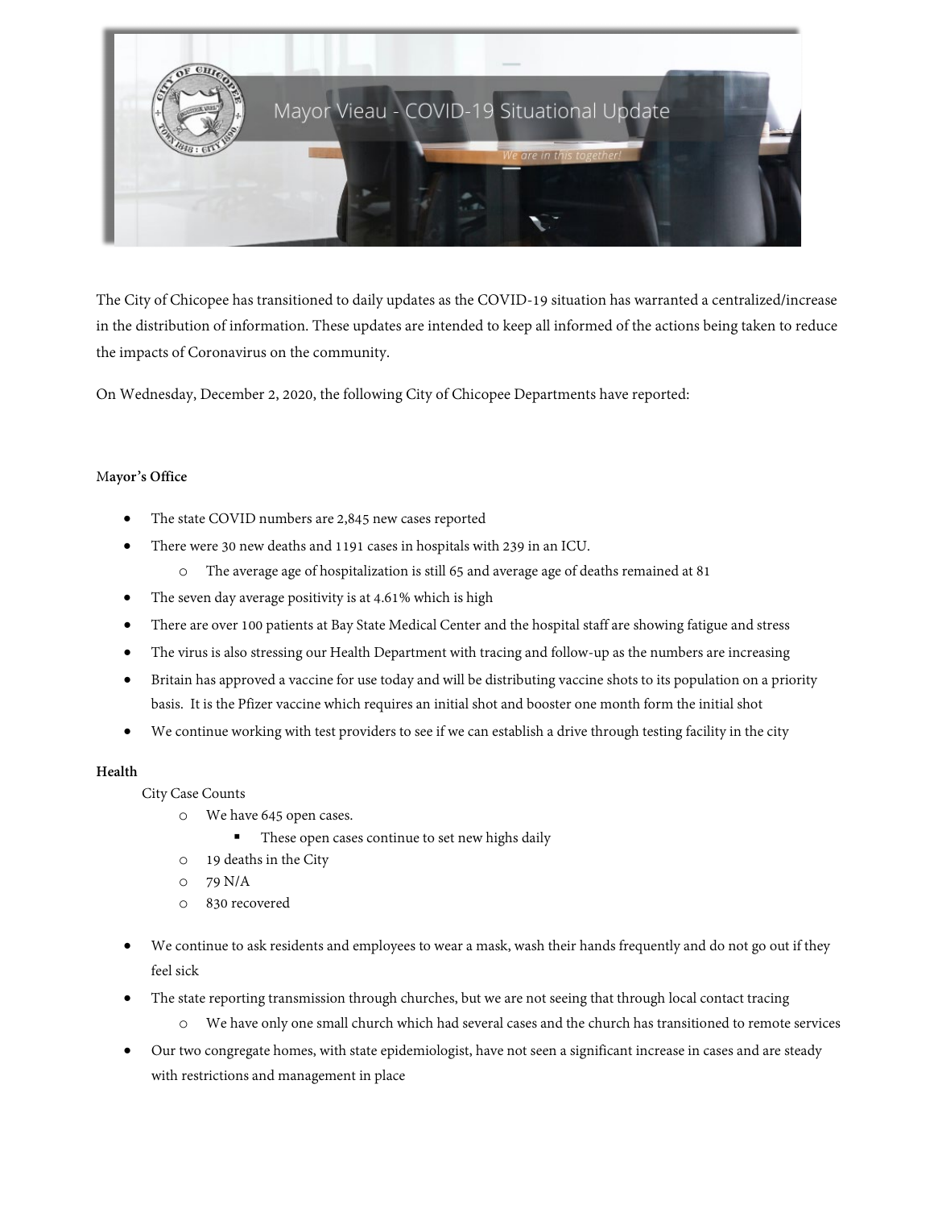Mayor Vieau - COVID-19 Situational Update

We are in this together!

The City of Chicopee has transitioned to daily updates as the COVID-19 situation has warranted a centralized/increase in the distribution of information. These updates are intended to keep all informed of the actions being taken to reduce the impacts of Coronavirus on the community.

On Wednesday, December 2, 2020, the following City of Chicopee Departments have reported:

**Mayor's Office**

- The state COVID numbers are 2,845 new cases reported
- There were 30 new deaths and 1191 cases in hospitals with 239 in an ICU.
  - The average age of hospitalization is still 65 and average age of deaths remained at 81
- The seven day average positivity is at 4.61% which is high
- There are over 100 patients at Bay State Medical Center and the hospital staff are showing fatigue and stress
- The virus is also stressing our Health Department with tracing and follow-up as the numbers are increasing
- Britain has approved a vaccine for use today and will be distributing vaccine shots to its population on a priority basis. It is the Pfizer vaccine which requires an initial shot and booster one month form the initial shot
- We continue working with test providers to see if we can establish a drive through testing facility in the city

**Health**

City Case Counts

- We have 645 open cases.
  - These open cases continue to set new highs daily
- 19 deaths in the City
- 79 N/A
- 830 recovered

- We continue to ask residents and employees to wear a mask, wash their hands frequently and do not go out if they feel sick
- The state reporting transmission through churches, but we are not seeing that through local contact tracing
  - We have only one small church which had several cases and the church has transitioned to remote services
- Our two congregate homes, with state epidemiologist, have not seen a significant increase in cases and are steady with restrictions and management in place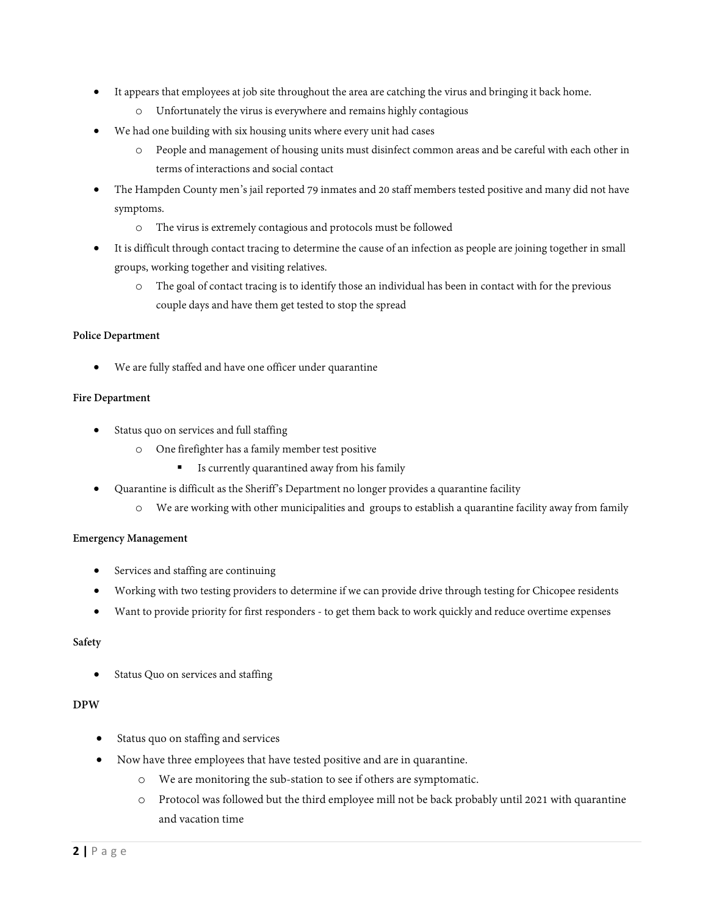- It appears that employees at job site throughout the area are catching the virus and bringing it back home.
    - Unfortunately the virus is everywhere and remains highly contagious
- We had one building with six housing units where every unit had cases
    - People and management of housing units must disinfect common areas and be careful with each other in terms of interactions and social contact
- The Hampden County men's jail reported 79 inmates and 20 staff members tested positive and many did not have symptoms.
    - The virus is extremely contagious and protocols must be followed
- It is difficult through contact tracing to determine the cause of an infection as people are joining together in small groups, working together and visiting relatives.
    - The goal of contact tracing is to identify those an individual has been in contact with for the previous couple days and have them get tested to stop the spread

**Police Department**

- We are fully staffed and have one officer under quarantine

**Fire Department**

- Status quo on services and full staffing
    - One firefighter has a family member test positive
        - Is currently quarantined away from his family
- Quarantine is difficult as the Sheriff's Department no longer provides a quarantine facility
    - We are working with other municipalities and groups to establish a quarantine facility away from family

**Emergency Management**

- Services and staffing are continuing
- Working with two testing providers to determine if we can provide drive through testing for Chicopee residents
- Want to provide priority for first responders - to get them back to work quickly and reduce overtime expenses

**Safety**

- Status Quo on services and staffing

**DPW**

- Status quo on staffing and services
- Now have three employees that have tested positive and are in quarantine.
    - We are monitoring the sub-station to see if others are symptomatic.
    - Protocol was followed but the third employee mill not be back probably until 2021 with quarantine and vacation time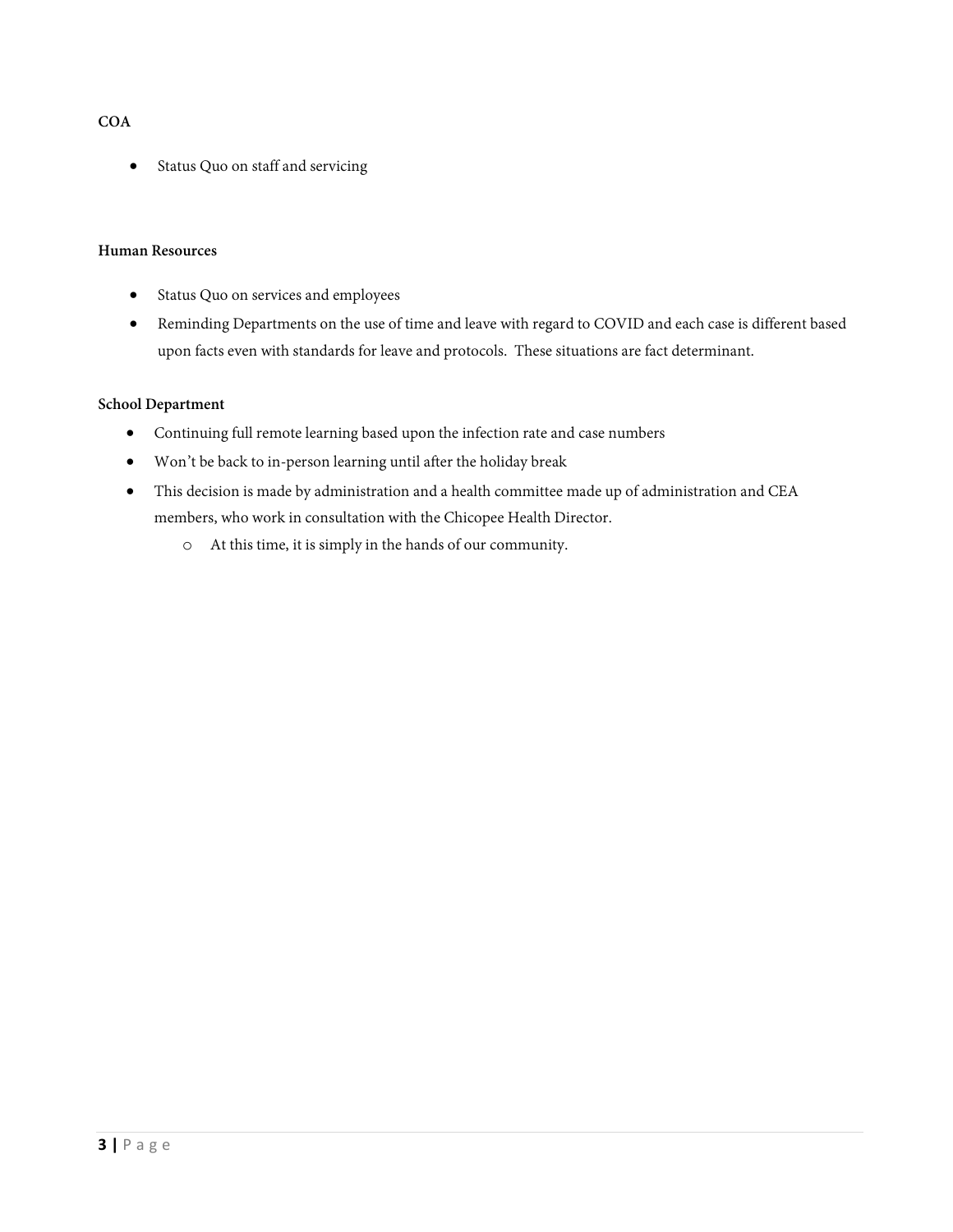**COA**

- Status Quo on staff and servicing

**Human Resources**

- Status Quo on services and employees
- Reminding Departments on the use of time and leave with regard to COVID and each case is different based upon facts even with standards for leave and protocols. These situations are fact determinant.

**School Department**

- Continuing full remote learning based upon the infection rate and case numbers
- Won't be back to in-person learning until after the holiday break
- This decision is made by administration and a health committee made up of administration and CEA members, who work in consultation with the Chicopee Health Director.
  - At this time, it is simply in the hands of our community.